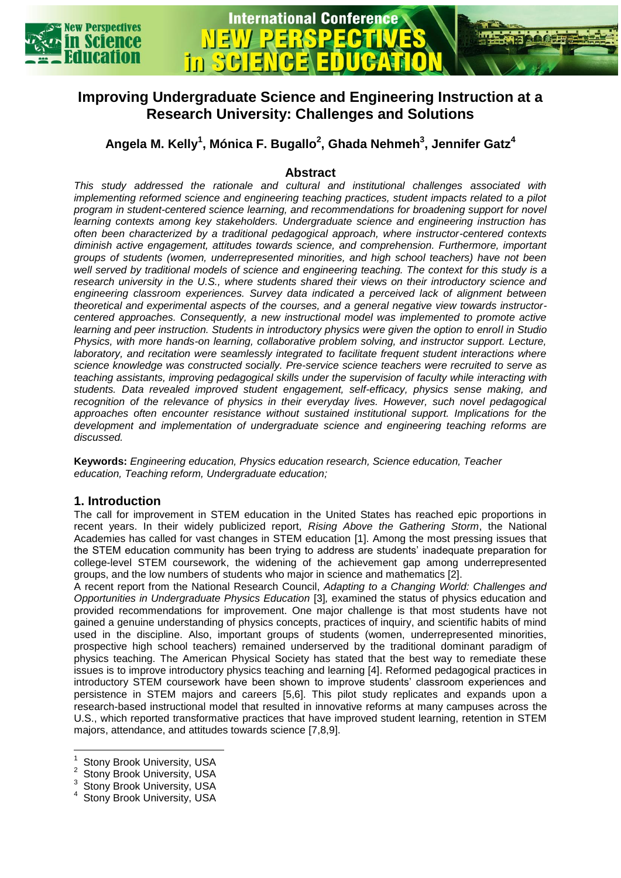# Improving Undergraduate Science and Engineering Instruction at a Research University: Challenges and Solutions

**Angela M. Kelly[1], Mónica F. Bugallo[2], Ghada Nehmeh[3], Jennifer Gatz[4]**

## Abstract

*This study addressed the rationale and cultural and institutional challenges associated with implementing reformed science and engineering teaching practices, student impacts related to a pilot program in student-centered science learning, and recommendations for broadening support for novel learning contexts among key stakeholders. Undergraduate science and engineering instruction has often been characterized by a traditional pedagogical approach, where instructor-centered contexts diminish active engagement, attitudes towards science, and comprehension. Furthermore, important groups of students (women, underrepresented minorities, and high school teachers) have not been well served by traditional models of science and engineering teaching. The context for this study is a research university in the U.S., where students shared their views on their introductory science and engineering classroom experiences. Survey data indicated a perceived lack of alignment between theoretical and experimental aspects of the courses, and a general negative view towards instructor-centered approaches. Consequently, a new instructional model was implemented to promote active learning and peer instruction. Students in introductory physics were given the option to enroll in Studio Physics, with more hands-on learning, collaborative problem solving, and instructor support. Lecture, laboratory, and recitation were seamlessly integrated to facilitate frequent student interactions where science knowledge was constructed socially. Pre-service science teachers were recruited to serve as teaching assistants, improving pedagogical skills under the supervision of faculty while interacting with students. Data revealed improved student engagement, self-efficacy, physics sense making, and recognition of the relevance of physics in their everyday lives. However, such novel pedagogical approaches often encounter resistance without sustained institutional support. Implications for the development and implementation of undergraduate science and engineering teaching reforms are discussed.*

**Keywords:** *Engineering education, Physics education research, Science education, Teacher education, Teaching reform, Undergraduate education;*

## 1. Introduction

The call for improvement in STEM education in the United States has reached epic proportions in recent years. In their widely publicized report, *Rising Above the Gathering Storm*, the National Academies has called for vast changes in STEM education [1]. Among the most pressing issues that the STEM education community has been trying to address are students' inadequate preparation for college-level STEM coursework, the widening of the achievement gap among underrepresented groups, and the low numbers of students who major in science and mathematics [2].

A recent report from the National Research Council, *Adapting to a Changing World: Challenges and Opportunities in Undergraduate Physics Education* [3], examined the status of physics education and provided recommendations for improvement. One major challenge is that most students have not gained a genuine understanding of physics concepts, practices of inquiry, and scientific habits of mind used in the discipline. Also, important groups of students (women, underrepresented minorities, prospective high school teachers) remained underserved by the traditional dominant paradigm of physics teaching. The American Physical Society has stated that the best way to remediate these issues is to improve introductory physics teaching and learning [4]. Reformed pedagogical practices in introductory STEM coursework have been shown to improve students' classroom experiences and persistence in STEM majors and careers [5,6]. This pilot study replicates and expands upon a research-based instructional model that resulted in innovative reforms at many campuses across the U.S., which reported transformative practices that have improved student learning, retention in STEM majors, attendance, and attitudes towards science [7,8,9].

[1] Stony Brook University, USA
[2] Stony Brook University, USA
[3] Stony Brook University, USA
[4] Stony Brook University, USA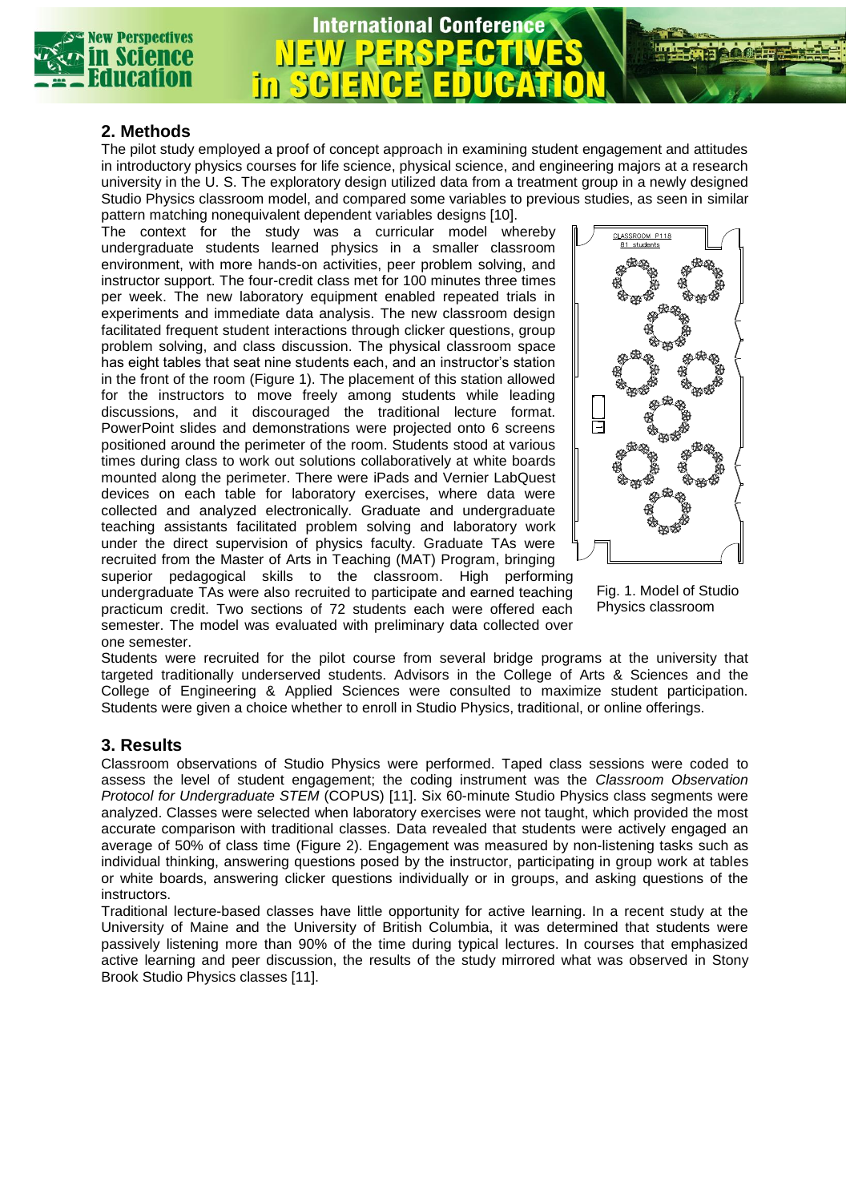## 2. Methods

The pilot study employed a proof of concept approach in examining student engagement and attitudes in introductory physics courses for life science, physical science, and engineering majors at a research university in the U. S. The exploratory design utilized data from a treatment group in a newly designed Studio Physics classroom model, and compared some variables to previous studies, as seen in similar pattern matching nonequivalent dependent variables designs [10].

The context for the study was a curricular model whereby undergraduate students learned physics in a smaller classroom environment, with more hands-on activities, peer problem solving, and instructor support. The four-credit class met for 100 minutes three times per week. The new laboratory equipment enabled repeated trials in experiments and immediate data analysis. The new classroom design facilitated frequent student interactions through clicker questions, group problem solving, and class discussion. The physical classroom space has eight tables that seat nine students each, and an instructor's station in the front of the room (Figure 1). The placement of this station allowed for the instructors to move freely among students while leading discussions, and it discouraged the traditional lecture format. PowerPoint slides and demonstrations were projected onto 6 screens positioned around the perimeter of the room. Students stood at various times during class to work out solutions collaboratively at white boards mounted along the perimeter. There were iPads and Vernier LabQuest devices on each table for laboratory exercises, where data were collected and analyzed electronically. Graduate and undergraduate teaching assistants facilitated problem solving and laboratory work under the direct supervision of physics faculty. Graduate TAs were recruited from the Master of Arts in Teaching (MAT) Program, bringing superior pedagogical skills to the classroom. High performing undergraduate TAs were also recruited to participate and earned teaching practicum credit. Two sections of 72 students each were offered each semester. The model was evaluated with preliminary data collected over one semester.

CLASSROOM P118
81 students

Fig. 1. Model of Studio Physics classroom

Students were recruited for the pilot course from several bridge programs at the university that targeted traditionally underserved students. Advisors in the College of Arts & Sciences and the College of Engineering & Applied Sciences were consulted to maximize student participation. Students were given a choice whether to enroll in Studio Physics, traditional, or online offerings.

## 3. Results

Classroom observations of Studio Physics were performed. Taped class sessions were coded to assess the level of student engagement; the coding instrument was the *Classroom Observation Protocol for Undergraduate STEM* (COPUS) [11]. Six 60-minute Studio Physics class segments were analyzed. Classes were selected when laboratory exercises were not taught, which provided the most accurate comparison with traditional classes. Data revealed that students were actively engaged an average of 50% of class time (Figure 2). Engagement was measured by non-listening tasks such as individual thinking, answering questions posed by the instructor, participating in group work at tables or white boards, answering clicker questions individually or in groups, and asking questions of the instructors.

Traditional lecture-based classes have little opportunity for active learning. In a recent study at the University of Maine and the University of British Columbia, it was determined that students were passively listening more than 90% of the time during typical lectures. In courses that emphasized active learning and peer discussion, the results of the study mirrored what was observed in Stony Brook Studio Physics classes [11].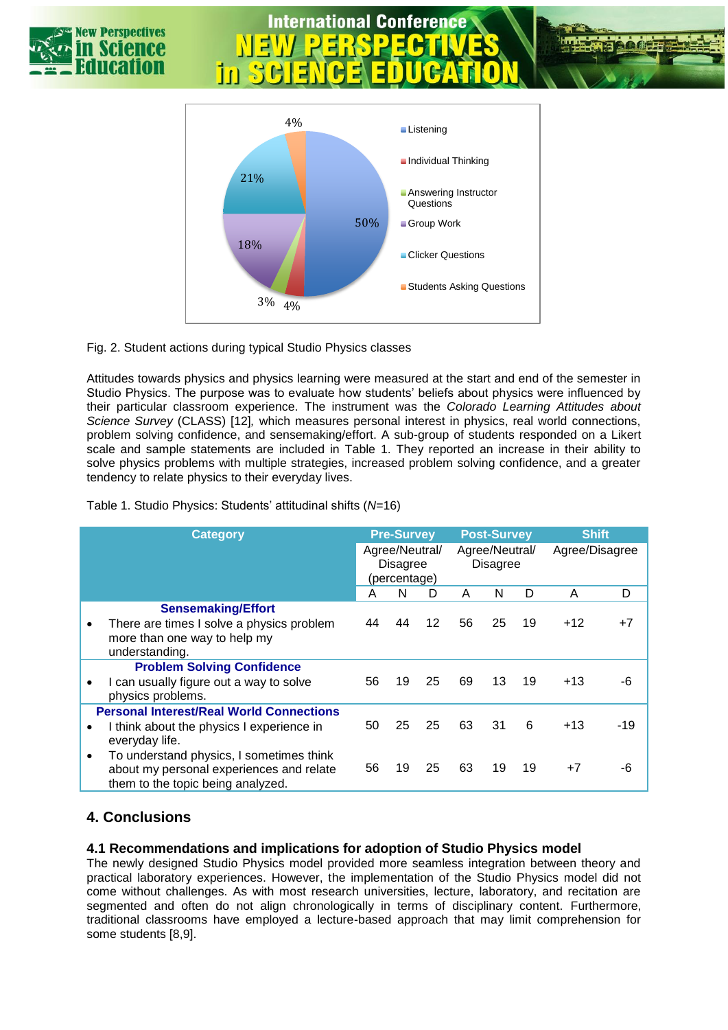4%

21%

18%

3%

4%

50%

Listening

Individual Thinking

Answering Instructor Questions

Group Work

Clicker Questions

Students Asking Questions

Fig. 2. Student actions during typical Studio Physics classes

Attitudes towards physics and physics learning were measured at the start and end of the semester in Studio Physics. The purpose was to evaluate how students' beliefs about physics were influenced by their particular classroom experience. The instrument was the *Colorado Learning Attitudes about Science Survey* (CLASS) [12], which measures personal interest in physics, real world connections, problem solving confidence, and sensemaking/effort. A sub-group of students responded on a Likert scale and sample statements are included in Table 1. They reported an increase in their ability to solve physics problems with multiple strategies, increased problem solving confidence, and a greater tendency to relate physics to their everyday lives.

Table 1. Studio Physics: Students' attitudinal shifts (*N*=16)

| Category | Pre-Survey Agree/Neutral/ Disagree (percentage) | | | Post-Survey Agree/Neutral/ Disagree | | | Shift Agree/Disagree | |
|---|---|---|---|---|---|---|---|---|
| | A | N | D | A | N | D | A | D |
| **Sensemaking/Effort** | | | | | | | | |
| • There are times I solve a physics problem more than one way to help my understanding. | 44 | 44 | 12 | 56 | 25 | 19 | +12 | +7 |
| **Problem Solving Confidence** | | | | | | | | |
| • I can usually figure out a way to solve physics problems. | 56 | 19 | 25 | 69 | 13 | 19 | +13 | -6 |
| **Personal Interest/Real World Connections** | | | | | | | | |
| • I think about the physics I experience in everyday life. | 50 | 25 | 25 | 63 | 31 | 6 | +13 | -19 |
| • To understand physics, I sometimes think about my personal experiences and relate them to the topic being analyzed. | 56 | 19 | 25 | 63 | 19 | 19 | +7 | -6 |

## 4. Conclusions

### 4.1 Recommendations and implications for adoption of Studio Physics model

The newly designed Studio Physics model provided more seamless integration between theory and practical laboratory experiences. However, the implementation of the Studio Physics model did not come without challenges. As with most research universities, lecture, laboratory, and recitation are segmented and often do not align chronologically in terms of disciplinary content. Furthermore, traditional classrooms have employed a lecture-based approach that may limit comprehension for some students [8,9].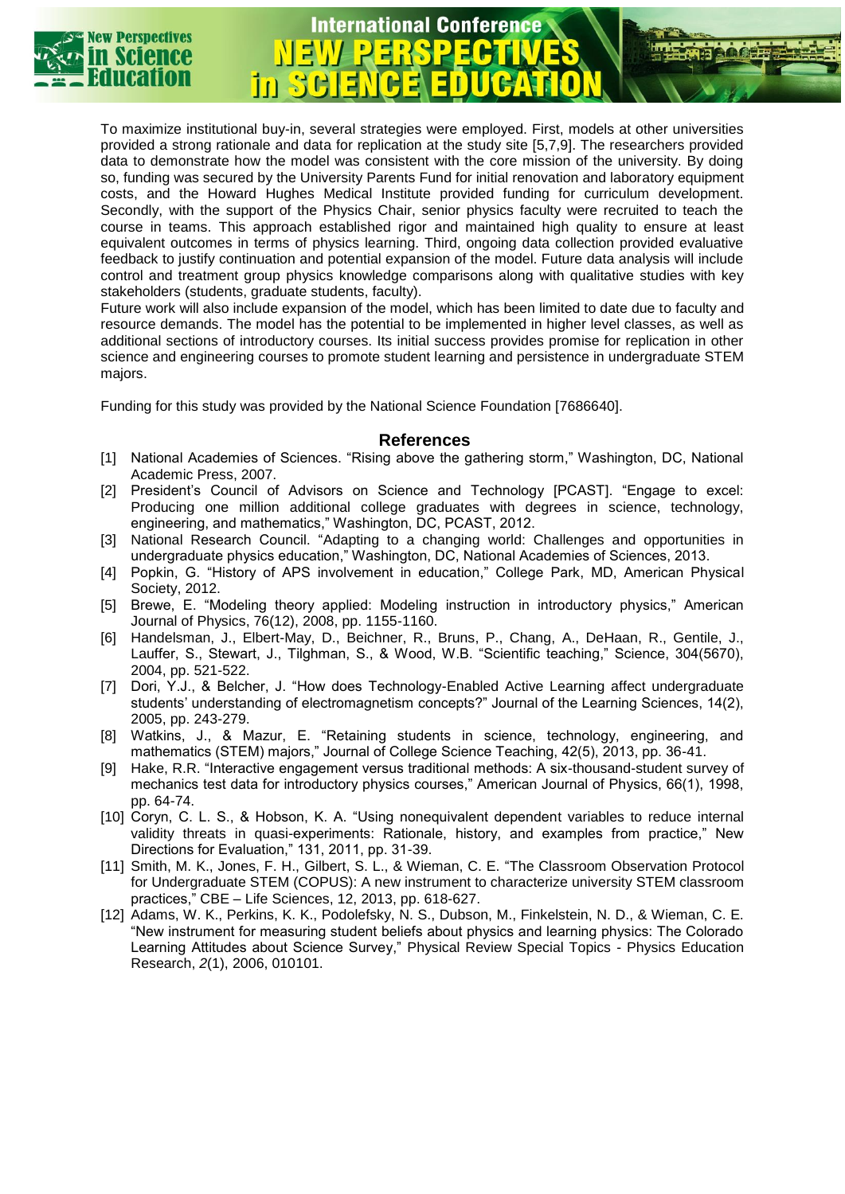To maximize institutional buy-in, several strategies were employed. First, models at other universities provided a strong rationale and data for replication at the study site [5,7,9]. The researchers provided data to demonstrate how the model was consistent with the core mission of the university. By doing so, funding was secured by the University Parents Fund for initial renovation and laboratory equipment costs, and the Howard Hughes Medical Institute provided funding for curriculum development. Secondly, with the support of the Physics Chair, senior physics faculty were recruited to teach the course in teams. This approach established rigor and maintained high quality to ensure at least equivalent outcomes in terms of physics learning. Third, ongoing data collection provided evaluative feedback to justify continuation and potential expansion of the model. Future data analysis will include control and treatment group physics knowledge comparisons along with qualitative studies with key stakeholders (students, graduate students, faculty).

Future work will also include expansion of the model, which has been limited to date due to faculty and resource demands. The model has the potential to be implemented in higher level classes, as well as additional sections of introductory courses. Its initial success provides promise for replication in other science and engineering courses to promote student learning and persistence in undergraduate STEM majors.

Funding for this study was provided by the National Science Foundation [7686640].

## References

[1] National Academies of Sciences. "Rising above the gathering storm," Washington, DC, National Academic Press, 2007.

[2] President's Council of Advisors on Science and Technology [PCAST]. "Engage to excel: Producing one million additional college graduates with degrees in science, technology, engineering, and mathematics," Washington, DC, PCAST, 2012.

[3] National Research Council. "Adapting to a changing world: Challenges and opportunities in undergraduate physics education," Washington, DC, National Academies of Sciences, 2013.

[4] Popkin, G. "History of APS involvement in education," College Park, MD, American Physical Society, 2012.

[5] Brewe, E. "Modeling theory applied: Modeling instruction in introductory physics," American Journal of Physics, 76(12), 2008, pp. 1155-1160.

[6] Handelsman, J., Elbert-May, D., Beichner, R., Bruns, P., Chang, A., DeHaan, R., Gentile, J., Lauffer, S., Stewart, J., Tilghman, S., & Wood, W.B. "Scientific teaching," Science, 304(5670), 2004, pp. 521-522.

[7] Dori, Y.J., & Belcher, J. "How does Technology-Enabled Active Learning affect undergraduate students' understanding of electromagnetism concepts?" Journal of the Learning Sciences, 14(2), 2005, pp. 243-279.

[8] Watkins, J., & Mazur, E. "Retaining students in science, technology, engineering, and mathematics (STEM) majors," Journal of College Science Teaching, 42(5), 2013, pp. 36-41.

[9] Hake, R.R. "Interactive engagement versus traditional methods: A six-thousand-student survey of mechanics test data for introductory physics courses," American Journal of Physics, 66(1), 1998, pp. 64-74.

[10] Coryn, C. L. S., & Hobson, K. A. "Using nonequivalent dependent variables to reduce internal validity threats in quasi-experiments: Rationale, history, and examples from practice," New Directions for Evaluation," 131, 2011, pp. 31-39.

[11] Smith, M. K., Jones, F. H., Gilbert, S. L., & Wieman, C. E. "The Classroom Observation Protocol for Undergraduate STEM (COPUS): A new instrument to characterize university STEM classroom practices," CBE – Life Sciences, 12, 2013, pp. 618-627.

[12] Adams, W. K., Perkins, K. K., Podolefsky, N. S., Dubson, M., Finkelstein, N. D., & Wieman, C. E. "New instrument for measuring student beliefs about physics and learning physics: The Colorado Learning Attitudes about Science Survey," Physical Review Special Topics - Physics Education Research, *2*(1), 2006, 010101.